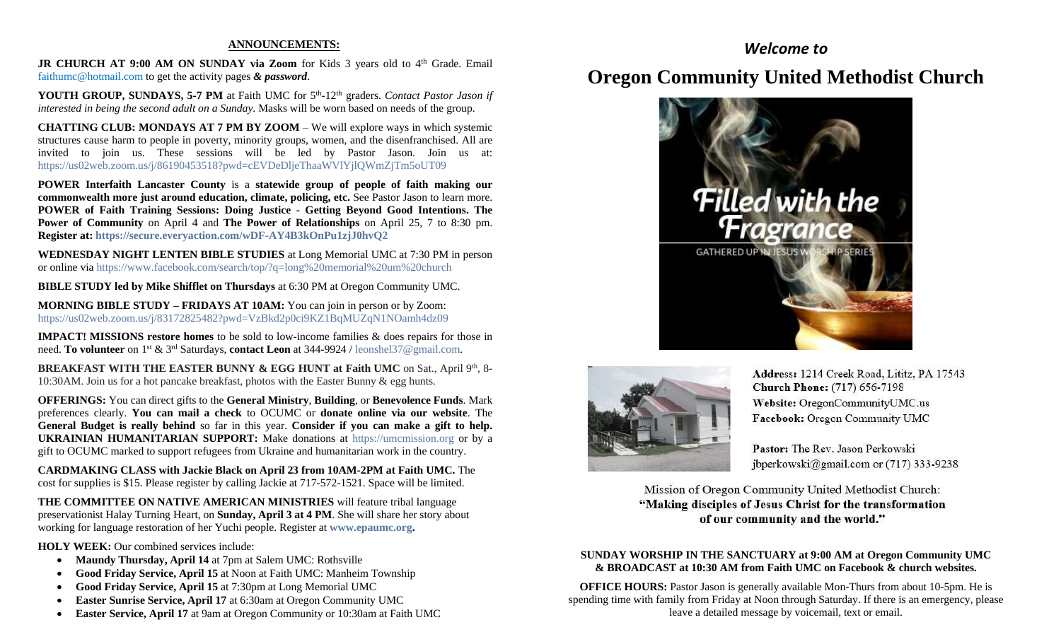## ANNOUNCEMENTS:

**JR CHURCH AT 9:00 AM ON SUNDAY via Zoom** for Kids 3 years old to 4th Grade. Email faithumc@hotmail.com to get the activity pages ***& password***.

**YOUTH GROUP, SUNDAYS, 5-7 PM** at Faith UMC for 5th-12th graders. *Contact Pastor Jason if interested in being the second adult on a Sunday.* Masks will be worn based on needs of the group.

**CHATTING CLUB: MONDAYS AT 7 PM BY ZOOM** – We will explore ways in which systemic structures cause harm to people in poverty, minority groups, women, and the disenfranchised. All are invited to join us. These sessions will be led by Pastor Jason. Join us at: https://us02web.zoom.us/j/86190453518?pwd=cEVDeDljeThaaWVlYjlQWmZjTm5oUT09

**POWER Interfaith Lancaster County** is a **statewide group of people of faith making our commonwealth more just around education, climate, policing, etc.** See Pastor Jason to learn more. **POWER of Faith Training Sessions: Doing Justice - Getting Beyond Good Intentions. The Power of Community** on April 4 and **The Power of Relationships** on April 25, 7 to 8:30 pm. **Register at: https://secure.everyaction.com/wDF-AY4B3kOnPu1zjJ0hvQ2**

**WEDNESDAY NIGHT LENTEN BIBLE STUDIES** at Long Memorial UMC at 7:30 PM in person or online via https://www.facebook.com/search/top/?q=long%20memorial%20um%20church

**BIBLE STUDY led by Mike Shifflet on Thursdays** at 6:30 PM at Oregon Community UMC.

**MORNING BIBLE STUDY – FRIDAYS AT 10AM:** You can join in person or by Zoom: https://us02web.zoom.us/j/83172825482?pwd=VzBkd2p0ci9KZ1BqMUZqN1NOamh4dz09

**IMPACT! MISSIONS restore homes** to be sold to low-income families & does repairs for those in need. **To volunteer** on 1st & 3rd Saturdays, **contact Leon** at 344-9924 / leonshel37@gmail.com.

**BREAKFAST WITH THE EASTER BUNNY & EGG HUNT at Faith UMC** on Sat., April 9th, 8-10:30AM. Join us for a hot pancake breakfast, photos with the Easter Bunny & egg hunts.

**OFFERINGS:** You can direct gifts to the **General Ministry**, **Building**, or **Benevolence Funds**. Mark preferences clearly. **You can mail a check** to OCUMC or **donate online via our website**. The **General Budget is really behind** so far in this year. **Consider if you can make a gift to help. UKRAINIAN HUMANITARIAN SUPPORT:** Make donations at https://umcmission.org or by a gift to OCUMC marked to support refugees from Ukraine and humanitarian work in the country.

**CARDMAKING CLASS with Jackie Black on April 23 from 10AM-2PM at Faith UMC.** The cost for supplies is $15. Please register by calling Jackie at 717-572-1521. Space will be limited.

**THE COMMITTEE ON NATIVE AMERICAN MINISTRIES** will feature tribal language preservationist Halay Turning Heart, on **Sunday, April 3 at 4 PM**. She will share her story about working for language restoration of her Yuchi people. Register at **www.epaumc.org.**

**HOLY WEEK:** Our combined services include:

- **Maundy Thursday, April 14** at 7pm at Salem UMC: Rothsville
- **Good Friday Service, April 15** at Noon at Faith UMC: Manheim Township
- **Good Friday Service, April 15** at 7:30pm at Long Memorial UMC
- **Easter Sunrise Service, April 17** at 6:30am at Oregon Community UMC
- **Easter Service, April 17** at 9am at Oregon Community or 10:30am at Faith UMC

*Welcome to*

# Oregon Community United Methodist Church

Filled with the Fragrance

GATHERED UP IN JESUS WORSHIP SERIES

**Address:** 1214 Creek Road, Lititz, PA 17543
**Church Phone:** (717) 656-7198
**Website:** OregonCommunityUMC.us
**Facebook:** Oregon Community UMC

**Pastor:** The Rev. Jason Perkowski
jbperkowski@gmail.com or (717) 333-9238

Mission of Oregon Community United Methodist Church:
**"Making disciples of Jesus Christ for the transformation of our community and the world."**

**SUNDAY WORSHIP IN THE SANCTUARY at 9:00 AM at Oregon Community UMC & BROADCAST at 10:30 AM from Faith UMC on Facebook & church websites.**

**OFFICE HOURS:** Pastor Jason is generally available Mon-Thurs from about 10-5pm. He is spending time with family from Friday at Noon through Saturday. If there is an emergency, please leave a detailed message by voicemail, text or email.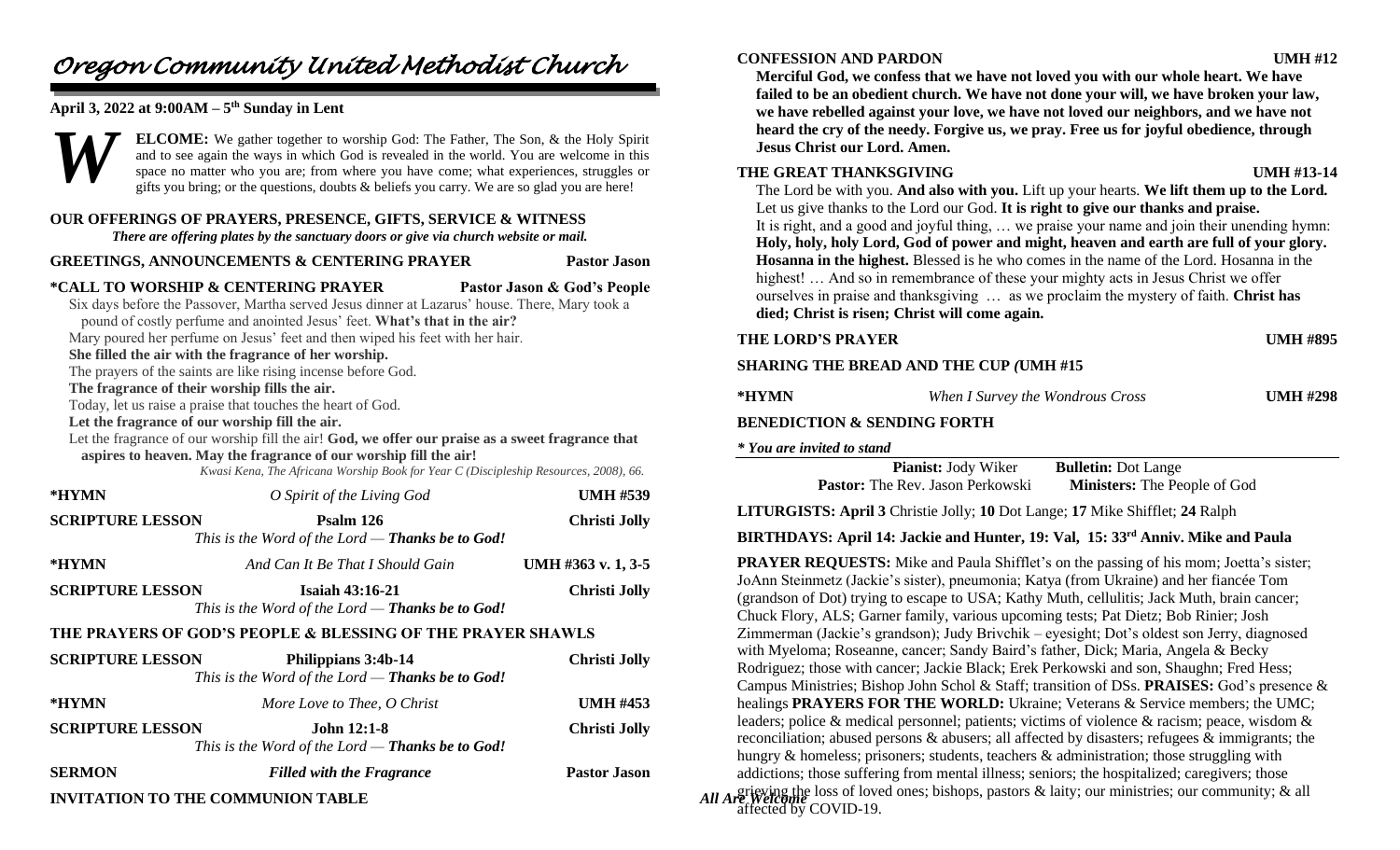# *Oregon Community United Methodist Church*

**April 3, 2022 at 9:00AM – 5th Sunday in Lent**

**WELCOME:** We gather together to worship God: The Father, The Son, & the Holy Spirit and to see again the ways in which God is revealed in the world. You are welcome in this space no matter who you are; from where you have come; what experiences, struggles or gifts you bring; or the questions, doubts & beliefs you carry. We are so glad you are here!

**OUR OFFERINGS OF PRAYERS, PRESENCE, GIFTS, SERVICE & WITNESS**
*There are offering plates by the sanctuary doors or give via church website or mail.*

**GREETINGS, ANNOUNCEMENTS & CENTERING PRAYER** — **Pastor Jason**

**\*CALL TO WORSHIP & CENTERING PRAYER** — **Pastor Jason & God's People**

Six days before the Passover, Martha served Jesus dinner at Lazarus' house. There, Mary took a pound of costly perfume and anointed Jesus' feet. **What's that in the air?**

Mary poured her perfume on Jesus' feet and then wiped his feet with her hair.

**She filled the air with the fragrance of her worship.**

The prayers of the saints are like rising incense before God.

**The fragrance of their worship fills the air.**

Today, let us raise a praise that touches the heart of God.

**Let the fragrance of our worship fill the air.**

Let the fragrance of our worship fill the air! **God, we offer our praise as a sweet fragrance that aspires to heaven. May the fragrance of our worship fill the air!**

*Kwasi Kena, The Africana Worship Book for Year C (Discipleship Resources, 2008), 66.*

**\*HYMN** — *O Spirit of the Living God* — **UMH #539**

**SCRIPTURE LESSON** — **Psalm 126** — **Christi Jolly**
*This is the Word of the Lord —* ***Thanks be to God!***

**\*HYMN** — *And Can It Be That I Should Gain* — **UMH #363 v. 1, 3-5**

**SCRIPTURE LESSON** — **Isaiah 43:16-21** — **Christi Jolly**
*This is the Word of the Lord —* ***Thanks be to God!***

**THE PRAYERS OF GOD'S PEOPLE & BLESSING OF THE PRAYER SHAWLS**

**SCRIPTURE LESSON** — **Philippians 3:4b-14** — **Christi Jolly**
*This is the Word of the Lord —* ***Thanks be to God!***

**\*HYMN** — *More Love to Thee, O Christ* — **UMH #453**

**SCRIPTURE LESSON** — **John 12:1-8** — **Christi Jolly**
*This is the Word of the Lord —* ***Thanks be to God!***

**SERMON** — ***Filled with the Fragrance*** — **Pastor Jason**

**INVITATION TO THE COMMUNION TABLE**

**CONFESSION AND PARDON** — **UMH #12**

**Merciful God, we confess that we have not loved you with our whole heart. We have failed to be an obedient church. We have not done your will, we have broken your law, we have rebelled against your love, we have not loved our neighbors, and we have not heard the cry of the needy. Forgive us, we pray. Free us for joyful obedience, through Jesus Christ our Lord. Amen.**

**THE GREAT THANKSGIVING** — **UMH #13-14**

The Lord be with you. **And also with you.** Lift up your hearts. **We lift them up to the Lord.** Let us give thanks to the Lord our God. **It is right to give our thanks and praise.** It is right, and a good and joyful thing, … we praise your name and join their unending hymn: **Holy, holy, holy Lord, God of power and might, heaven and earth are full of your glory. Hosanna in the highest.** Blessed is he who comes in the name of the Lord. Hosanna in the highest! … And so in remembrance of these your mighty acts in Jesus Christ we offer ourselves in praise and thanksgiving … as we proclaim the mystery of faith. **Christ has died; Christ is risen; Christ will come again.**

**THE LORD'S PRAYER** — **UMH #895**

**SHARING THE BREAD AND THE CUP *(*UMH #15**

**\*HYMN** — *When I Survey the Wondrous Cross* — **UMH #298**

**BENEDICTION & SENDING FORTH**

***\* You are invited to stand***

**Pianist:** Jody Wiker — **Bulletin:** Dot Lange
**Pastor:** The Rev. Jason Perkowski — **Ministers:** The People of God

**LITURGISTS: April 3** Christie Jolly; **10** Dot Lange; **17** Mike Shifflet; **24** Ralph

**BIRTHDAYS: April 14: Jackie and Hunter, 19: Val, 15: 33rd Anniv. Mike and Paula**

**PRAYER REQUESTS:** Mike and Paula Shifflet's on the passing of his mom; Joetta's sister; JoAnn Steinmetz (Jackie's sister), pneumonia; Katya (from Ukraine) and her fiancée Tom (grandson of Dot) trying to escape to USA; Kathy Muth, cellulitis; Jack Muth, brain cancer; Chuck Flory, ALS; Garner family, various upcoming tests; Pat Dietz; Bob Rinier; Josh Zimmerman (Jackie's grandson); Judy Brivchik – eyesight; Dot's oldest son Jerry, diagnosed with Myeloma; Roseanne, cancer; Sandy Baird's father, Dick; Maria, Angela & Becky Rodriguez; those with cancer; Jackie Black; Erek Perkowski and son, Shaughn; Fred Hess; Campus Ministries; Bishop John Schol & Staff; transition of DSs. **PRAISES:** God's presence & healings **PRAYERS FOR THE WORLD:** Ukraine; Veterans & Service members; the UMC; leaders; police & medical personnel; patients; victims of violence & racism; peace, wisdom & reconciliation; abused persons & abusers; all affected by disasters; refugees & immigrants; the hungry & homeless; prisoners; students, teachers & administration; those struggling with addictions; those suffering from mental illness; seniors; the hospitalized; caregivers; those grieving the loss of loved ones; bishops, pastors & laity; our ministries; our community; & all affected by COVID-19.

***All Are Welcome***